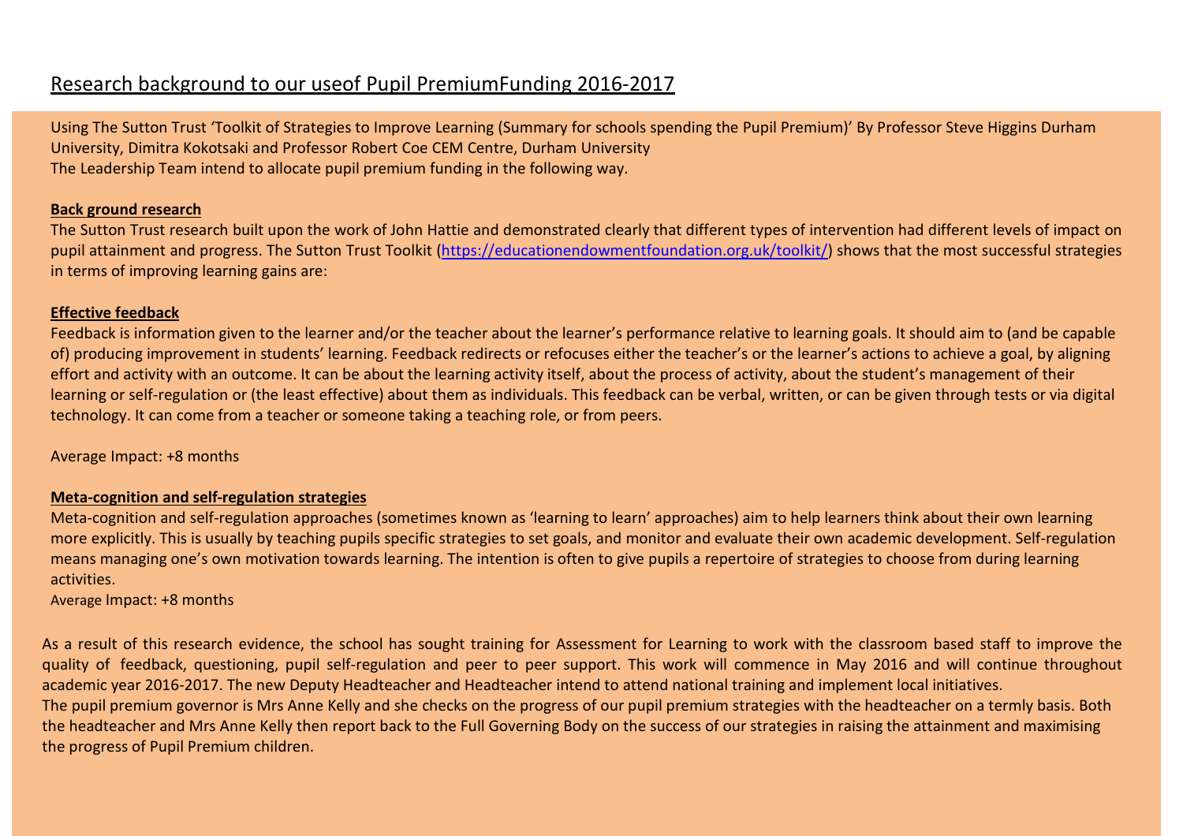# Research background to our useof Pupil PremiumFunding 2016-2017

Using The Sutton Trust 'Toolkit of Strategies to Improve Learning (Summary for schools spending the Pupil Premium)' By Professor Steve Higgins Durham University, Dimitra Kokotsaki and Professor Robert Coe CEM Centre, Durham University
The Leadership Team intend to allocate pupil premium funding in the following way.

**Back ground research**

The Sutton Trust research built upon the work of John Hattie and demonstrated clearly that different types of intervention had different levels of impact on pupil attainment and progress. The Sutton Trust Toolkit (https://educationendowmentfoundation.org.uk/toolkit/) shows that the most successful strategies in terms of improving learning gains are:

**Effective feedback**

Feedback is information given to the learner and/or the teacher about the learner's performance relative to learning goals. It should aim to (and be capable of) producing improvement in students' learning. Feedback redirects or refocuses either the teacher's or the learner's actions to achieve a goal, by aligning effort and activity with an outcome. It can be about the learning activity itself, about the process of activity, about the student's management of their learning or self-regulation or (the least effective) about them as individuals. This feedback can be verbal, written, or can be given through tests or via digital technology. It can come from a teacher or someone taking a teaching role, or from peers.

Average Impact: +8 months

**Meta-cognition and self-regulation strategies**

Meta-cognition and self-regulation approaches (sometimes known as 'learning to learn' approaches) aim to help learners think about their own learning more explicitly. This is usually by teaching pupils specific strategies to set goals, and monitor and evaluate their own academic development. Self-regulation means managing one's own motivation towards learning. The intention is often to give pupils a repertoire of strategies to choose from during learning activities.
Average Impact: +8 months

As a result of this research evidence, the school has sought training for Assessment for Learning to work with the classroom based staff to improve the quality of feedback, questioning, pupil self-regulation and peer to peer support. This work will commence in May 2016 and will continue throughout academic year 2016-2017. The new Deputy Headteacher and Headteacher intend to attend national training and implement local initiatives.
The pupil premium governor is Mrs Anne Kelly and she checks on the progress of our pupil premium strategies with the headteacher on a termly basis. Both the headteacher and Mrs Anne Kelly then report back to the Full Governing Body on the success of our strategies in raising the attainment and maximising the progress of Pupil Premium children.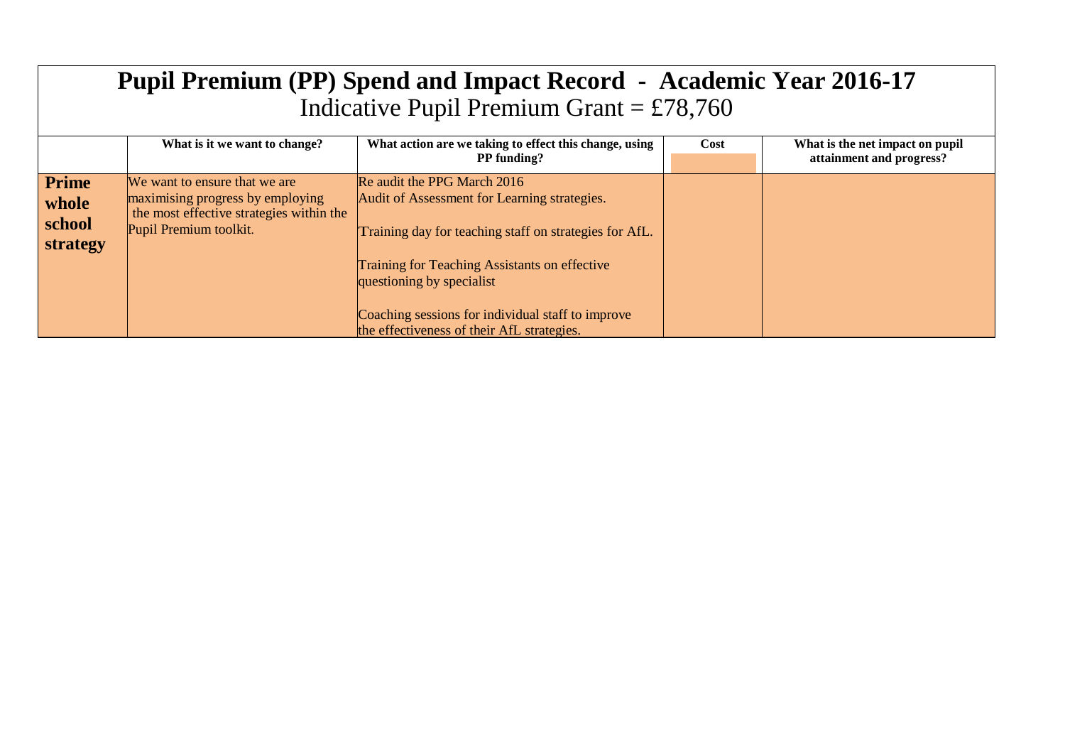# Pupil Premium (PP) Spend and Impact Record - Academic Year 2016-17

Indicative Pupil Premium Grant = £78,760

| | What is it we want to change? | What action are we taking to effect this change, using PP funding? | Cost | What is the net impact on pupil attainment and progress? |
|---|---|---|---|---|
| **Prime whole school strategy** | We want to ensure that we are maximising progress by employing the most effective strategies within the Pupil Premium toolkit. | Re audit the PPG March 2016<br>Audit of Assessment for Learning strategies.<br><br>Training day for teaching staff on strategies for AfL.<br><br>Training for Teaching Assistants on effective questioning by specialist<br><br>Coaching sessions for individual staff to improve the effectiveness of their AfL strategies. | | |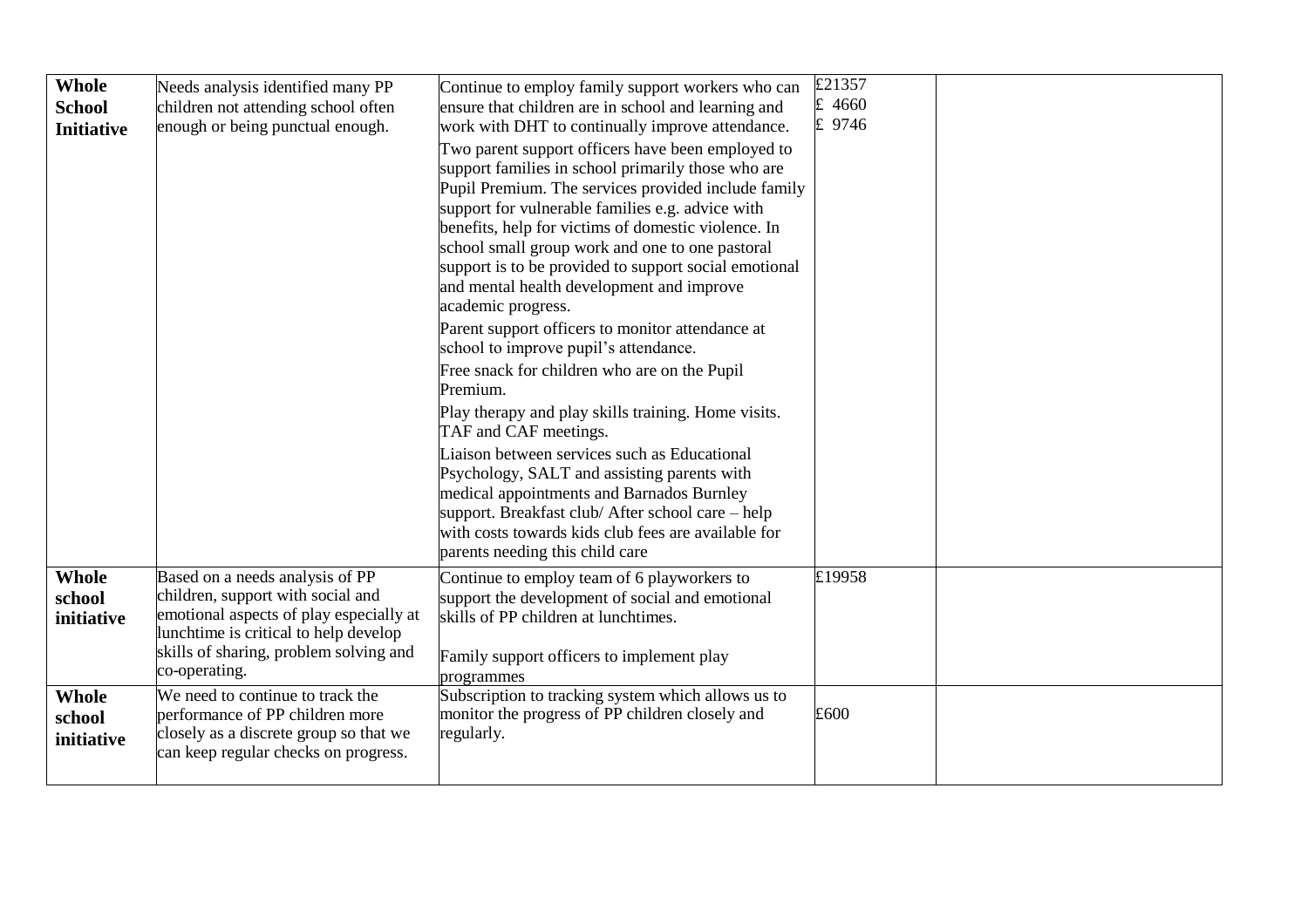| | | | | |
|---|---|---|---|---|
| **Whole School Initiative** | Needs analysis identified many PP children not attending school often enough or being punctual enough. | Continue to employ family support workers who can ensure that children are in school and learning and work with DHT to continually improve attendance.<br>Two parent support officers have been employed to support families in school primarily those who are Pupil Premium. The services provided include family support for vulnerable families e.g. advice with benefits, help for victims of domestic violence. In school small group work and one to one pastoral support is to be provided to support social emotional and mental health development and improve academic progress.<br>Parent support officers to monitor attendance at school to improve pupil's attendance.<br>Free snack for children who are on the Pupil Premium.<br>Play therapy and play skills training. Home visits. TAF and CAF meetings.<br>Liaison between services such as Educational Psychology, SALT and assisting parents with medical appointments and Barnados Burnley support. Breakfast club/ After school care – help with costs towards kids club fees are available for parents needing this child care | £21357<br>£ 4660<br>£ 9746 | |
| **Whole school initiative** | Based on a needs analysis of PP children, support with social and emotional aspects of play especially at lunchtime is critical to help develop skills of sharing, problem solving and co-operating. | Continue to employ team of 6 playworkers to support the development of social and emotional skills of PP children at lunchtimes.<br><br>Family support officers to implement play programmes | £19958 | |
| **Whole school initiative** | We need to continue to track the performance of PP children more closely as a discrete group so that we can keep regular checks on progress. | Subscription to tracking system which allows us to monitor the progress of PP children closely and regularly. | £600 | |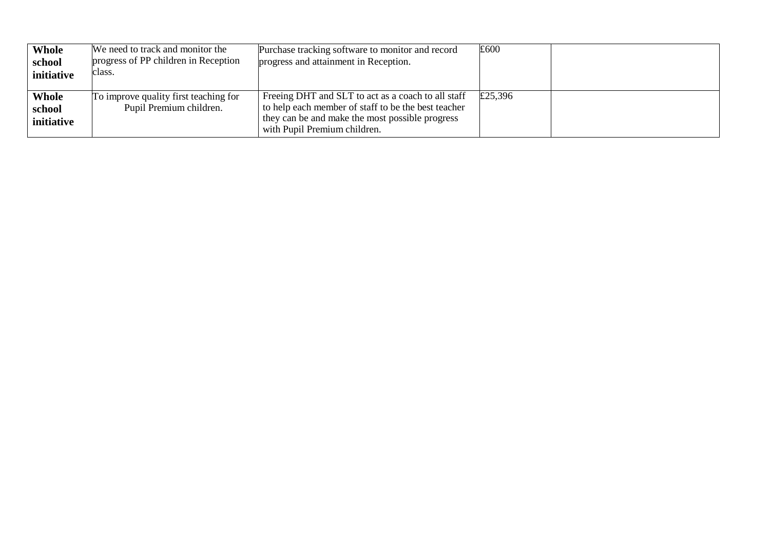| | | | | |
|---|---|---|---|---|
| **Whole school initiative** | We need to track and monitor the progress of PP children in Reception class. | Purchase tracking software to monitor and record progress and attainment in Reception. | £600 | |
| **Whole school initiative** | To improve quality first teaching for Pupil Premium children. | Freeing DHT and SLT to act as a coach to all staff to help each member of staff to be the best teacher they can be and make the most possible progress with Pupil Premium children. | £25,396 | |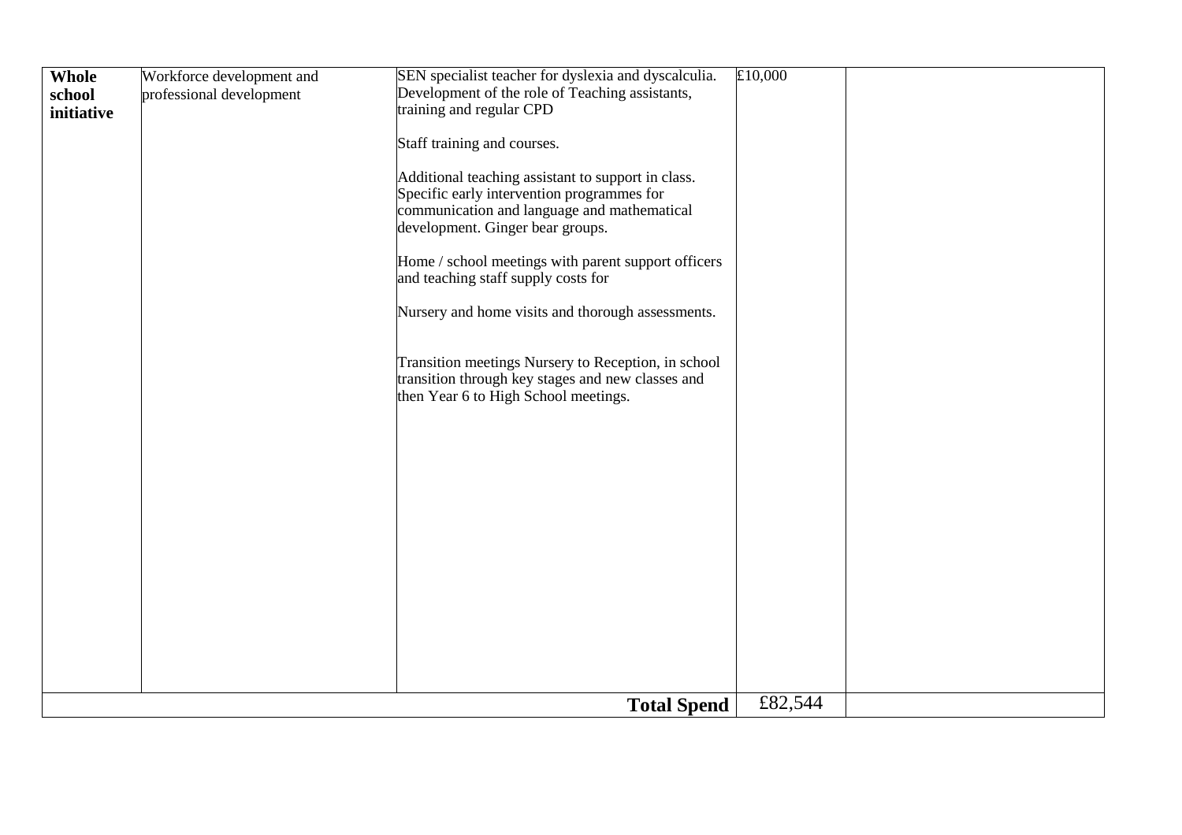| | | | | |
|---|---|---|---|---|
| **Whole school initiative** | Workforce development and professional development | SEN specialist teacher for dyslexia and dyscalculia. Development of the role of Teaching assistants, training and regular CPD<br><br>Staff training and courses.<br><br>Additional teaching assistant to support in class. Specific early intervention programmes for communication and language and mathematical development. Ginger bear groups.<br><br>Home / school meetings with parent support officers and teaching staff supply costs for<br><br>Nursery and home visits and thorough assessments.<br><br>Transition meetings Nursery to Reception, in school transition through key stages and new classes and then Year 6 to High School meetings. | £10,000 | |
| | | **Total Spend** | £82,544 | |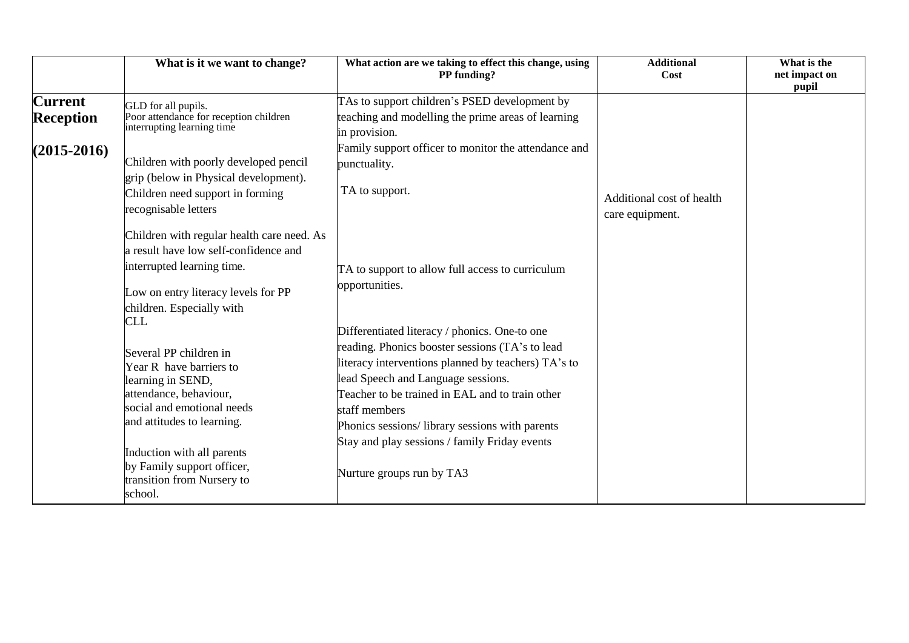| | What is it we want to change? | What action are we taking to effect this change, using PP funding? | Additional Cost | What is the net impact on pupil |
|---|---|---|---|---|
| **Current Reception (2015-2016)** | GLD for all pupils.<br>Poor attendance for reception children interrupting learning time<br><br>Children with poorly developed pencil grip (below in Physical development). Children need support in forming recognisable letters<br><br>Children with regular health care need. As a result have low self-confidence and interrupted learning time.<br><br>Low on entry literacy levels for PP children. Especially with CLL<br><br>Several PP children in Year R have barriers to learning in SEND, attendance, behaviour, social and emotional needs and attitudes to learning.<br><br>Induction with all parents by Family support officer, transition from Nursery to school. | TAs to support children's PSED development by teaching and modelling the prime areas of learning in provision.<br>Family support officer to monitor the attendance and punctuality.<br><br>TA to support.<br><br>TA to support to allow full access to curriculum opportunities.<br><br>Differentiated literacy / phonics. One-to one reading. Phonics booster sessions (TA's to lead literacy interventions planned by teachers) TA's to lead Speech and Language sessions.<br>Teacher to be trained in EAL and to train other staff members<br>Phonics sessions/ library sessions with parents<br>Stay and play sessions / family Friday events<br><br>Nurture groups run by TA3 | Additional cost of health care equipment. | |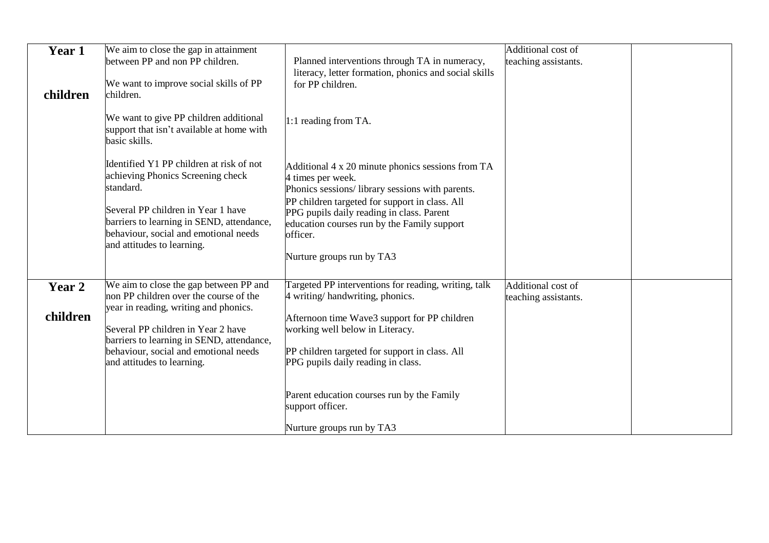| | | | | |
|---|---|---|---|---|
| **Year 1 children** | We aim to close the gap in attainment between PP and non PP children.<br><br>We want to improve social skills of PP children.<br><br>We want to give PP children additional support that isn't available at home with basic skills.<br><br>Identified Y1 PP children at risk of not achieving Phonics Screening check standard.<br><br>Several PP children in Year 1 have barriers to learning in SEND, attendance, behaviour, social and emotional needs and attitudes to learning. | Planned interventions through TA in numeracy, literacy, letter formation, phonics and social skills for PP children.<br><br>1:1 reading from TA.<br><br>Additional 4 x 20 minute phonics sessions from TA 4 times per week.<br>Phonics sessions/ library sessions with parents.<br>PP children targeted for support in class. All PPG pupils daily reading in class. Parent education courses run by the Family support officer.<br><br>Nurture groups run by TA3 | Additional cost of teaching assistants. | |
| **Year 2 children** | We aim to close the gap between PP and non PP children over the course of the year in reading, writing and phonics.<br><br>Several PP children in Year 2 have barriers to learning in SEND, attendance, behaviour, social and emotional needs and attitudes to learning. | Targeted PP interventions for reading, writing, talk 4 writing/ handwriting, phonics.<br><br>Afternoon time Wave3 support for PP children working well below in Literacy.<br><br>PP children targeted for support in class. All PPG pupils daily reading in class.<br><br>Parent education courses run by the Family support officer.<br><br>Nurture groups run by TA3 | Additional cost of teaching assistants. | |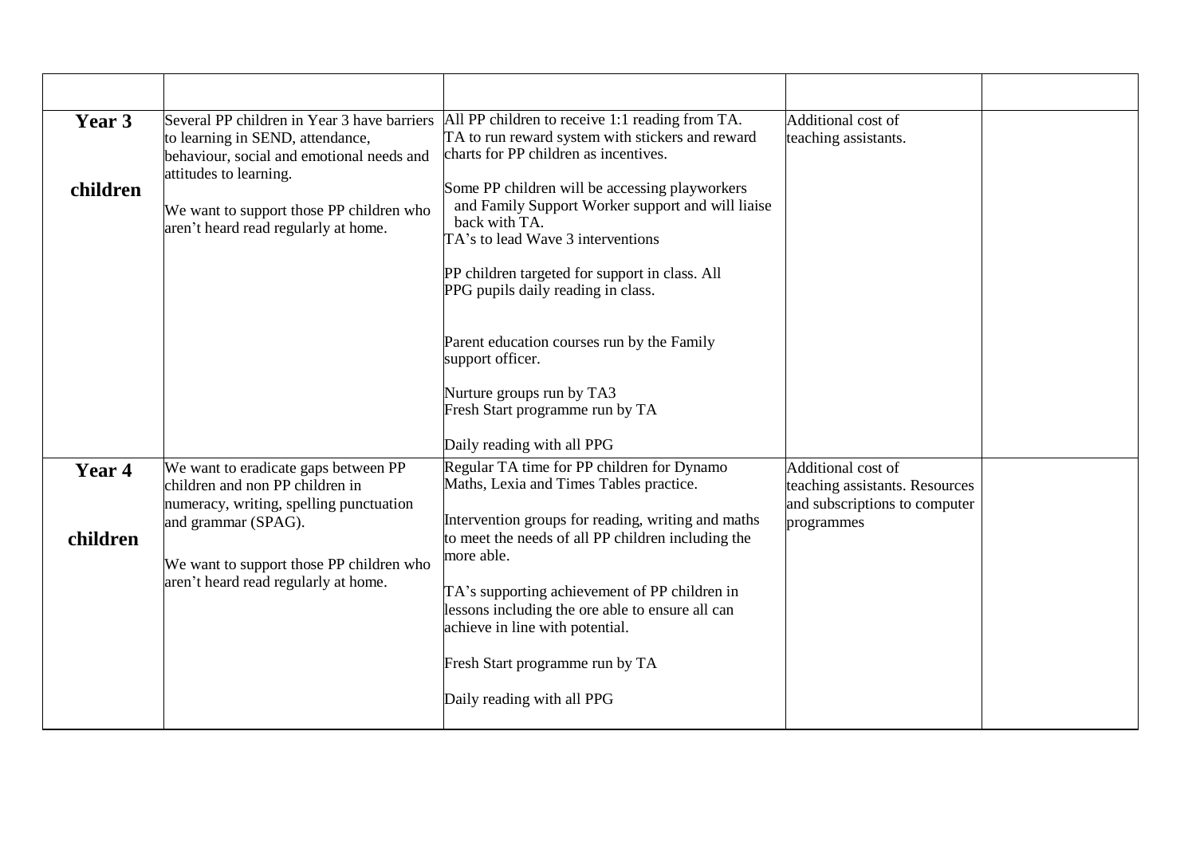| | | | | |
|---|---|---|---|---|
| **Year 3**<br><br>**children** | Several PP children in Year 3 have barriers to learning in SEND, attendance, behaviour, social and emotional needs and attitudes to learning.<br><br>We want to support those PP children who aren't heard read regularly at home. | All PP children to receive 1:1 reading from TA. TA to run reward system with stickers and reward charts for PP children as incentives.<br><br>Some PP children will be accessing playworkers and Family Support Worker support and will liaise back with TA.<br>TA's to lead Wave 3 interventions<br><br>PP children targeted for support in class. All PPG pupils daily reading in class.<br><br>Parent education courses run by the Family support officer.<br><br>Nurture groups run by TA3<br>Fresh Start programme run by TA<br><br>Daily reading with all PPG | Additional cost of teaching assistants. | |
| **Year 4**<br><br>**children** | We want to eradicate gaps between PP children and non PP children in numeracy, writing, spelling punctuation and grammar (SPAG).<br><br>We want to support those PP children who aren't heard read regularly at home. | Regular TA time for PP children for Dynamo Maths, Lexia and Times Tables practice.<br><br>Intervention groups for reading, writing and maths to meet the needs of all PP children including the more able.<br><br>TA's supporting achievement of PP children in lessons including the ore able to ensure all can achieve in line with potential.<br><br>Fresh Start programme run by TA<br><br>Daily reading with all PPG | Additional cost of teaching assistants. Resources and subscriptions to computer programmes | |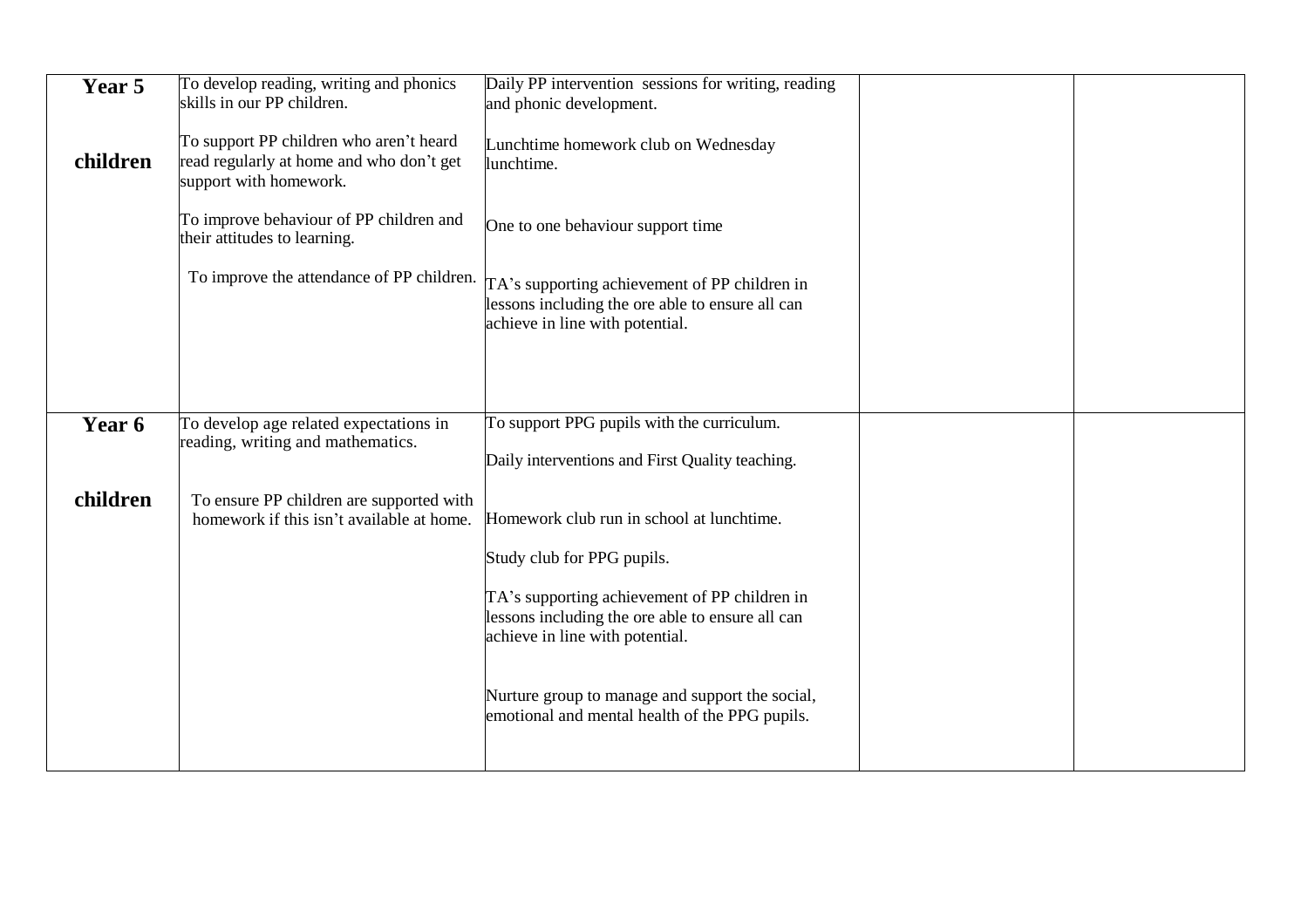| | | | | |
|---|---|---|---|---|
| **Year 5**<br><br>**children** | To develop reading, writing and phonics skills in our PP children.<br><br>To support PP children who aren't heard read regularly at home and who don't get support with homework.<br><br>To improve behaviour of PP children and their attitudes to learning.<br><br>To improve the attendance of PP children. | Daily PP intervention sessions for writing, reading and phonic development.<br><br>Lunchtime homework club on Wednesday lunchtime.<br><br>One to one behaviour support time<br><br>TA's supporting achievement of PP children in lessons including the ore able to ensure all can achieve in line with potential. | | |
| **Year 6**<br><br>**children** | To develop age related expectations in reading, writing and mathematics.<br><br>To ensure PP children are supported with homework if this isn't available at home. | To support PPG pupils with the curriculum.<br><br>Daily interventions and First Quality teaching.<br><br>Homework club run in school at lunchtime.<br><br>Study club for PPG pupils.<br><br>TA's supporting achievement of PP children in lessons including the ore able to ensure all can achieve in line with potential.<br><br>Nurture group to manage and support the social, emotional and mental health of the PPG pupils. | | |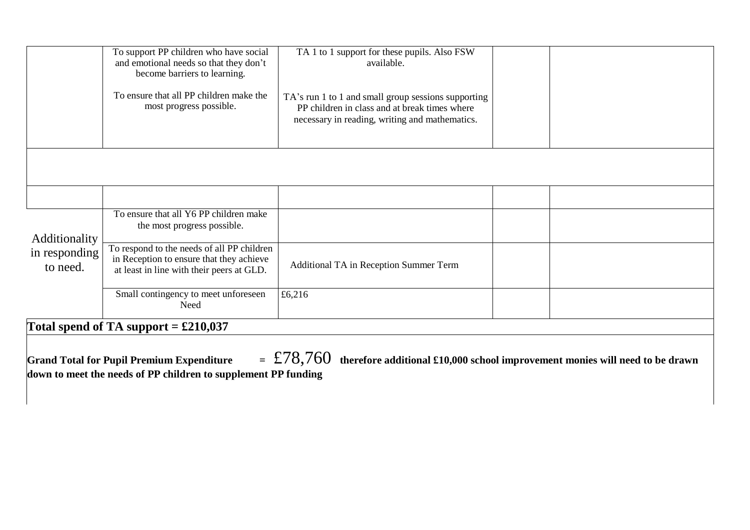| | | | | |
|---|---|---|---|---|
| | To support PP children who have social and emotional needs so that they don't become barriers to learning.<br><br>To ensure that all PP children make the most progress possible. | TA 1 to 1 support for these pupils. Also FSW available.<br><br>TA's run 1 to 1 and small group sessions supporting PP children in class and at break times where necessary in reading, writing and mathematics. | | |
| | | | | |
| | | | | |
| Additionality in responding to need. | To ensure that all Y6 PP children make the most progress possible. | | | |
| | To respond to the needs of all PP children in Reception to ensure that they achieve at least in line with their peers at GLD. | Additional TA in Reception Summer Term | | |
| | Small contingency to meet unforeseen Need | £6,216 | | |

**Total spend of TA support = £210,037**

**Grand Total for Pupil Premium Expenditure = £78,760 therefore additional £10,000 school improvement monies will need to be drawn down to meet the needs of PP children to supplement PP funding**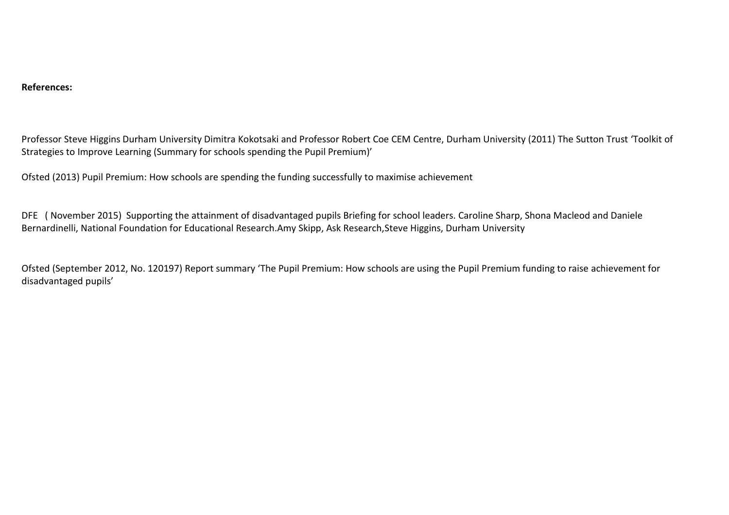**References:**

Professor Steve Higgins Durham University Dimitra Kokotsaki and Professor Robert Coe CEM Centre, Durham University (2011) The Sutton Trust 'Toolkit of Strategies to Improve Learning (Summary for schools spending the Pupil Premium)'

Ofsted (2013) Pupil Premium: How schools are spending the funding successfully to maximise achievement

DFE ( November 2015) Supporting the attainment of disadvantaged pupils Briefing for school leaders. Caroline Sharp, Shona Macleod and Daniele Bernardinelli, National Foundation for Educational Research.Amy Skipp, Ask Research,Steve Higgins, Durham University

Ofsted (September 2012, No. 120197) Report summary 'The Pupil Premium: How schools are using the Pupil Premium funding to raise achievement for disadvantaged pupils'